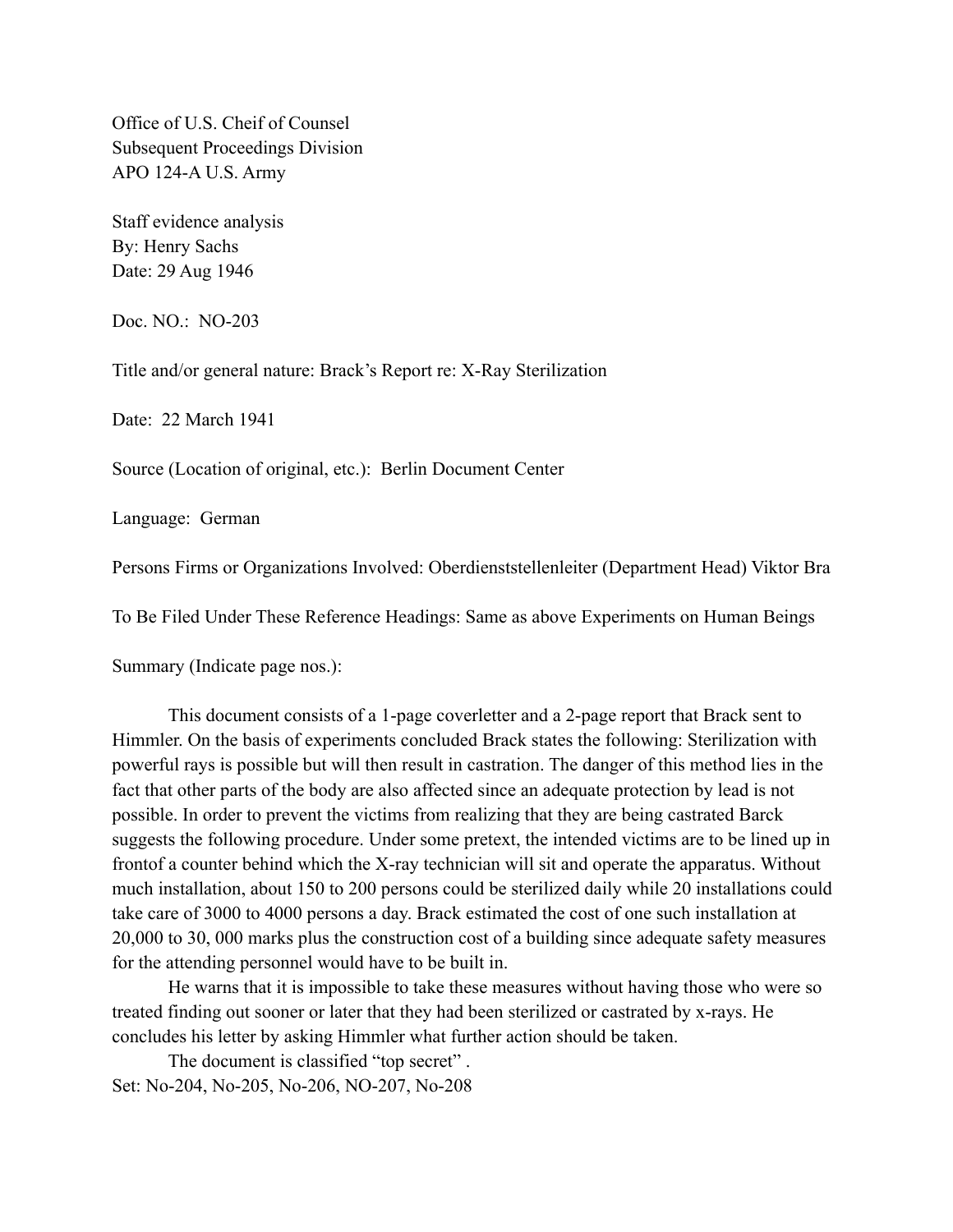Office of U.S. Cheif of Counsel
Subsequent Proceedings Division
APO 124-A U.S. Army

Staff evidence analysis
By: Henry Sachs
Date: 29 Aug 1946

Doc. NO.: NO-203

Title and/or general nature: Brack's Report re: X-Ray Sterilization

Date: 22 March 1941

Source (Location of original, etc.): Berlin Document Center

Language: German

Persons Firms or Organizations Involved: Oberdienststellenleiter (Department Head) Viktor Bra

To Be Filed Under These Reference Headings: Same as above Experiments on Human Beings

Summary (Indicate page nos.):

This document consists of a 1-page coverletter and a 2-page report that Brack sent to Himmler. On the basis of experiments concluded Brack states the following: Sterilization with powerful rays is possible but will then result in castration. The danger of this method lies in the fact that other parts of the body are also affected since an adequate protection by lead is not possible. In order to prevent the victims from realizing that they are being castrated Barck suggests the following procedure. Under some pretext, the intended victims are to be lined up in frontof a counter behind which the X-ray technician will sit and operate the apparatus. Without much installation, about 150 to 200 persons could be sterilized daily while 20 installations could take care of 3000 to 4000 persons a day. Brack estimated the cost of one such installation at 20,000 to 30, 000 marks plus the construction cost of a building since adequate safety measures for the attending personnel would have to be built in.

He warns that it is impossible to take these measures without having those who were so treated finding out sooner or later that they had been sterilized or castrated by x-rays. He concludes his letter by asking Himmler what further action should be taken.

The document is classified "top secret" .

Set: No-204, No-205, No-206, NO-207, No-208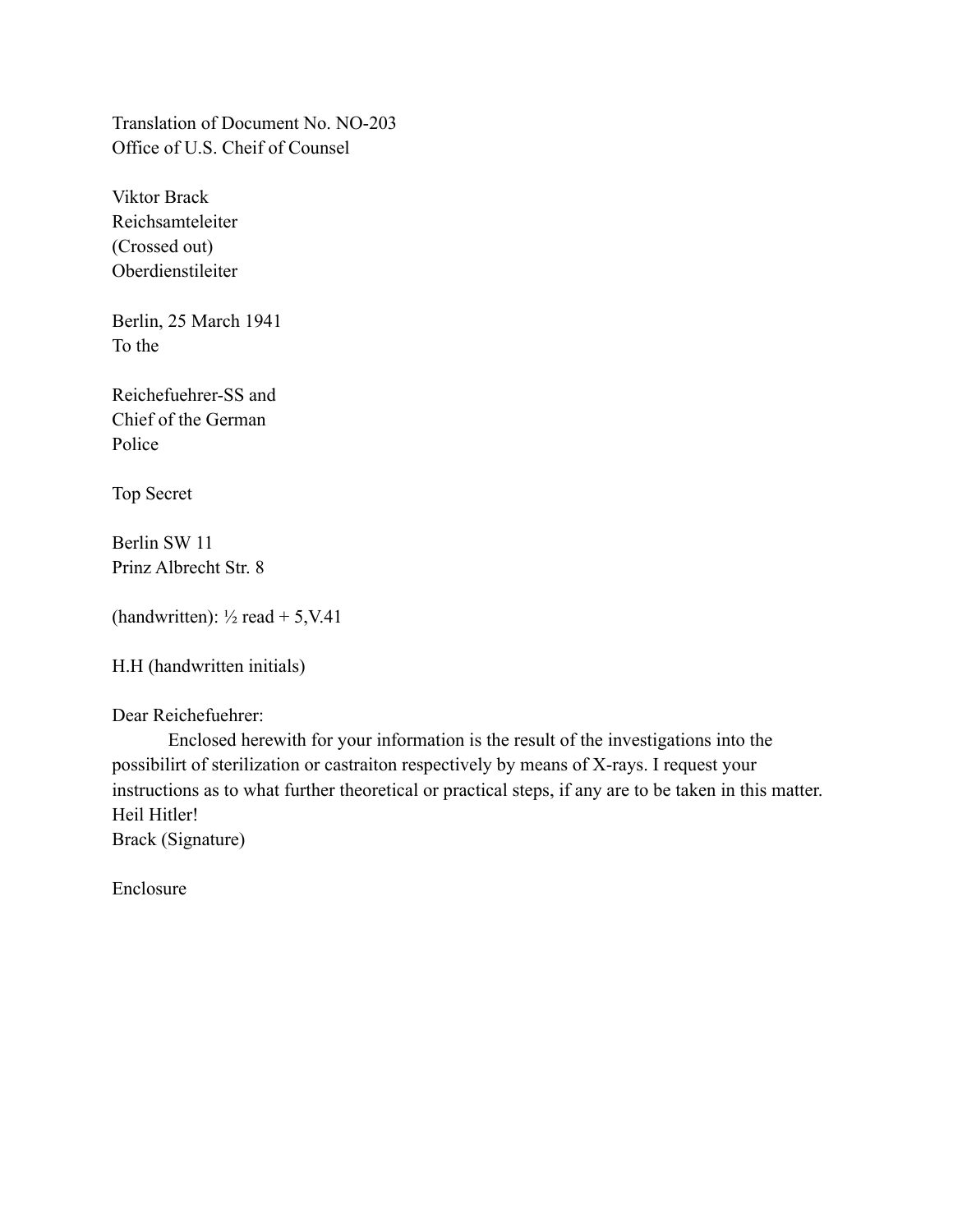Translation of Document No. NO-203
Office of U.S. Cheif of Counsel

Viktor Brack
Reichsamteleiter
(Crossed out)
Oberdienstileiter

Berlin, 25 March 1941
To the

Reichefuehrer-SS and
Chief of the German
Police

Top Secret

Berlin SW 11
Prinz Albrecht Str. 8

(handwritten): ½ read + 5,V.41

H.H (handwritten initials)

Dear Reichefuehrer:

Enclosed herewith for your information is the result of the investigations into the possibilirt of sterilization or castraiton respectively by means of X-rays. I request your instructions as to what further theoretical or practical steps, if any are to be taken in this matter.
Heil Hitler!
Brack (Signature)

Enclosure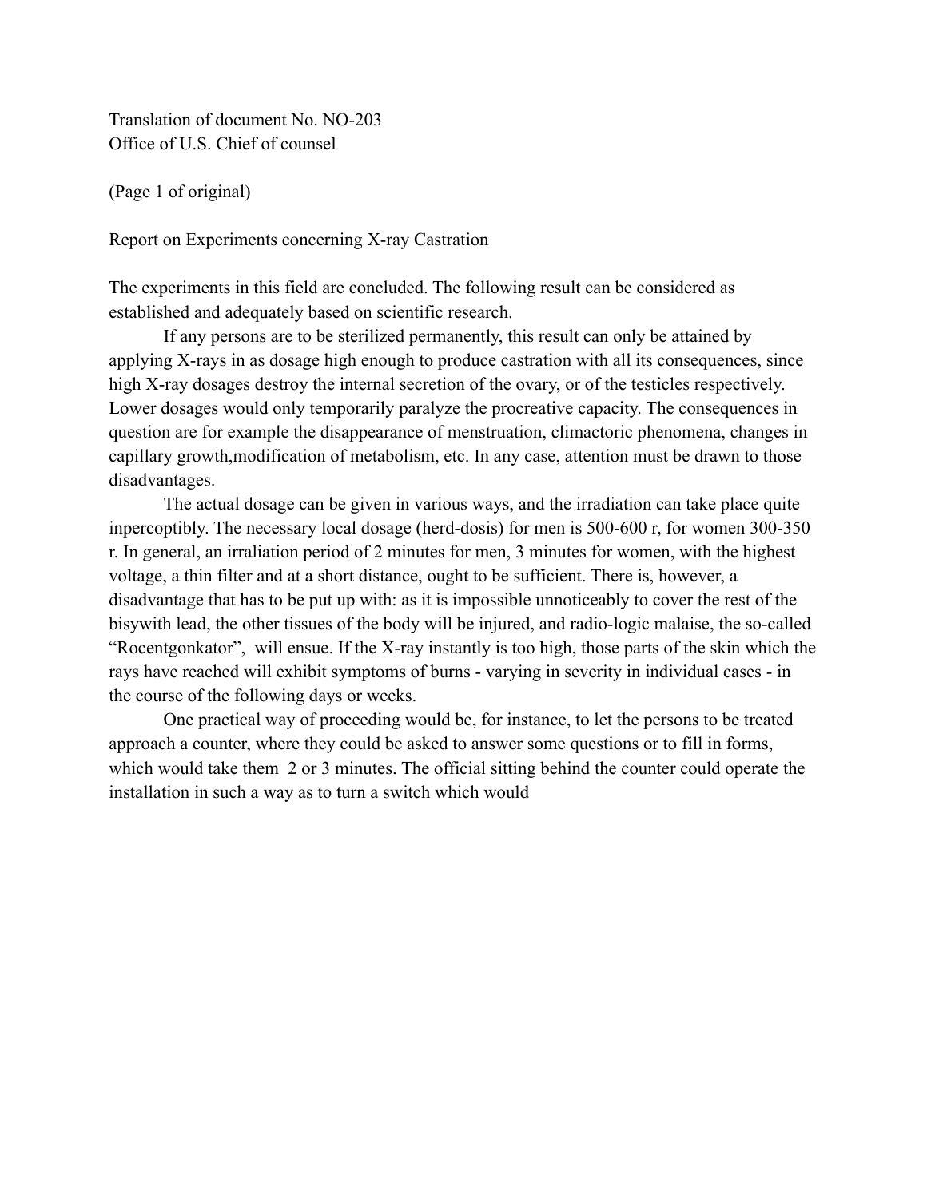Translation of document No. NO-203
Office of U.S. Chief of counsel

(Page 1 of original)

Report on Experiments concerning X-ray Castration

The experiments in this field are concluded. The following result can be considered as established and adequately based on scientific research.

If any persons are to be sterilized permanently, this result can only be attained by applying X-rays in as dosage high enough to produce castration with all its consequences, since high X-ray dosages destroy the internal secretion of the ovary, or of the testicles respectively. Lower dosages would only temporarily paralyze the procreative capacity. The consequences in question are for example the disappearance of menstruation, climactoric phenomena, changes in capillary growth,modification of metabolism, etc. In any case, attention must be drawn to those disadvantages.

The actual dosage can be given in various ways, and the irradiation can take place quite inpercoptibly. The necessary local dosage (herd-dosis) for men is 500-600 r, for women 300-350 r. In general, an irraliation period of 2 minutes for men, 3 minutes for women, with the highest voltage, a thin filter and at a short distance, ought to be sufficient. There is, however, a disadvantage that has to be put up with: as it is impossible unnoticeably to cover the rest of the bisywith lead, the other tissues of the body will be injured, and radio-logic malaise, the so-called "Rocentgonkator", will ensue. If the X-ray instantly is too high, those parts of the skin which the rays have reached will exhibit symptoms of burns - varying in severity in individual cases - in the course of the following days or weeks.

One practical way of proceeding would be, for instance, to let the persons to be treated approach a counter, where they could be asked to answer some questions or to fill in forms, which would take them 2 or 3 minutes. The official sitting behind the counter could operate the installation in such a way as to turn a switch which would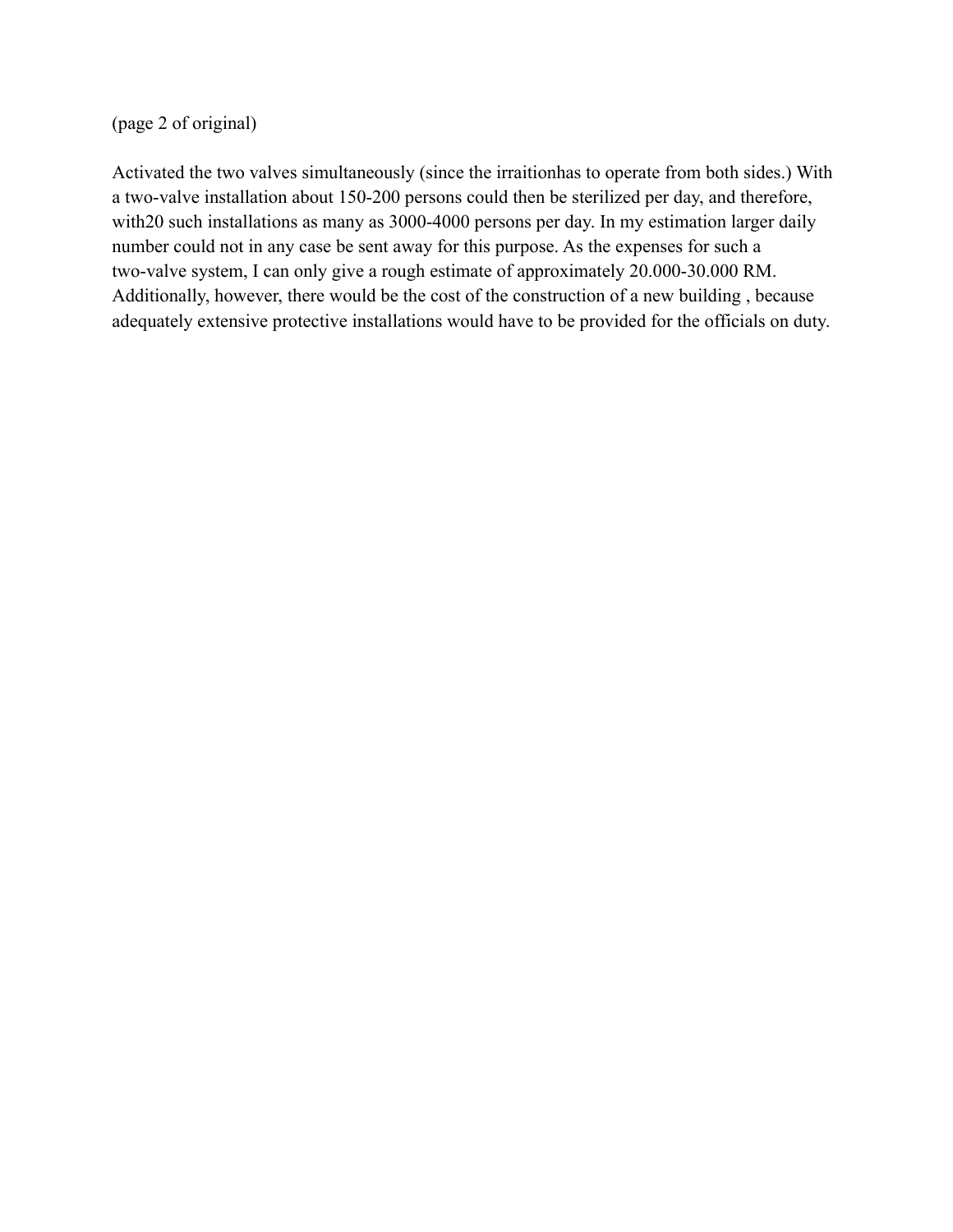(page 2 of original)

Activated the two valves simultaneously (since the irraitionhas to operate from both sides.) With a two-valve installation about 150-200 persons could then be sterilized per day, and therefore, with20 such installations as many as 3000-4000 persons per day. In my estimation larger daily number could not in any case be sent away for this purpose. As the expenses for such a two-valve system, I can only give a rough estimate of approximately 20.000-30.000 RM. Additionally, however, there would be the cost of the construction of a new building , because adequately extensive protective installations would have to be provided for the officials on duty.